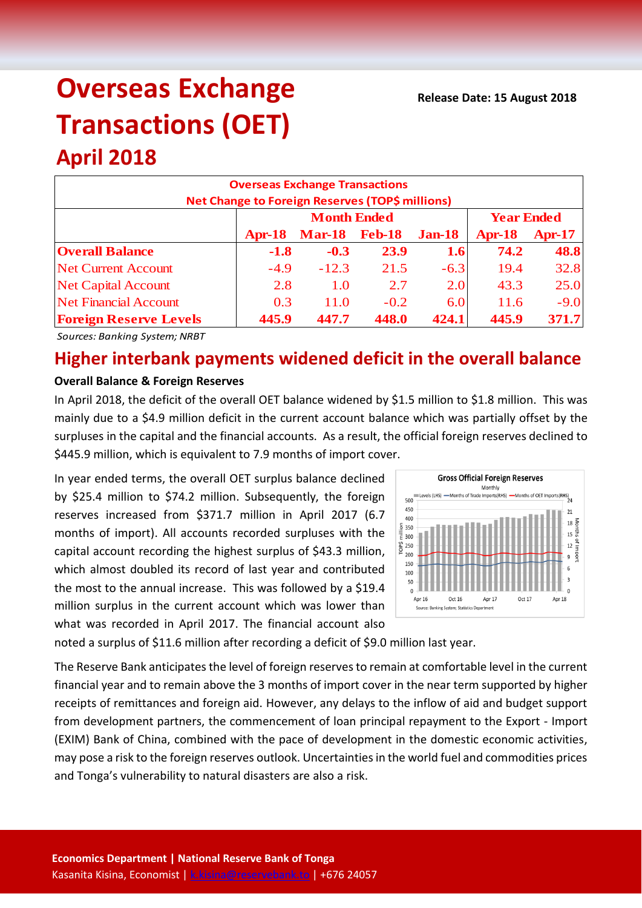# Overseas Exchange Transactions (OET)

## April 2018

**Release Date: 15 August 2018**

| Overseas Exchange Transactions<br>Net Change to Foreign Reserves (TOP$ millions) | | | | | | |
|---|---|---|---|---|---|---|
| | Month Ended | | | | Year Ended | |
| | Apr-18 | Mar-18 | Feb-18 | Jan-18 | Apr-18 | Apr-17 |
| **Overall Balance** | **-1.8** | **-0.3** | **23.9** | **1.6** | **74.2** | **48.8** |
| Net Current Account | -4.9 | -12.3 | 21.5 | -6.3 | 19.4 | 32.8 |
| Net Capital Account | 2.8 | 1.0 | 2.7 | 2.0 | 43.3 | 25.0 |
| Net Financial Account | 0.3 | 11.0 | -0.2 | 6.0 | 11.6 | -9.0 |
| **Foreign Reserve Levels** | **445.9** | **447.7** | **448.0** | **424.1** | **445.9** | **371.7** |

*Sources: Banking System; NRBT*

## Higher interbank payments widened deficit in the overall balance

**Overall Balance & Foreign Reserves**

In April 2018, the deficit of the overall OET balance widened by $1.5 million to $1.8 million. This was mainly due to a $4.9 million deficit in the current account balance which was partially offset by the surpluses in the capital and the financial accounts. As a result, the official foreign reserves declined to $445.9 million, which is equivalent to 7.9 months of import cover.

In year ended terms, the overall OET surplus balance declined by $25.4 million to $74.2 million. Subsequently, the foreign reserves increased from $371.7 million in April 2017 (6.7 months of import). All accounts recorded surpluses with the capital account recording the highest surplus of $43.3 million, which almost doubled its record of last year and contributed the most to the annual increase. This was followed by a $19.4 million surplus in the current account which was lower than what was recorded in April 2017. The financial account also noted a surplus of $11.6 million after recording a deficit of $9.0 million last year.

The Reserve Bank anticipates the level of foreign reserves to remain at comfortable level in the current financial year and to remain above the 3 months of import cover in the near term supported by higher receipts of remittances and foreign aid. However, any delays to the inflow of aid and budget support from development partners, the commencement of loan principal repayment to the Export - Import (EXIM) Bank of China, combined with the pace of development in the domestic economic activities, may pose a risk to the foreign reserves outlook. Uncertainties in the world fuel and commodities prices and Tonga's vulnerability to natural disasters are also a risk.

**Economics Department | National Reserve Bank of Tonga**
Kasanita Kisina, Economist | k.kisina@reservebank.to | +676 24057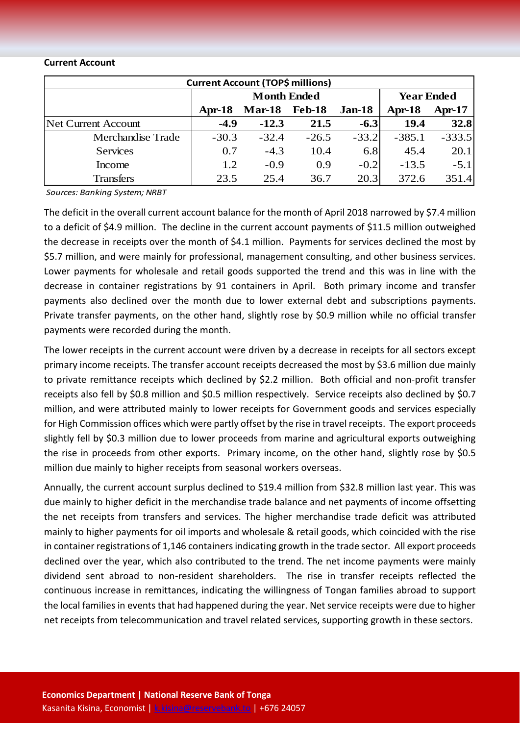**Current Account**

| Current Account (TOP$ millions) | | | | | | |
|---|---|---|---|---|---|---|
| | Month Ended | | | | Year Ended | |
| | **Apr-18** | **Mar-18** | **Feb-18** | **Jan-18** | **Apr-18** | **Apr-17** |
| Net Current Account | **-4.9** | **-12.3** | **21.5** | **-6.3** | **19.4** | **32.8** |
| Merchandise Trade | -30.3 | -32.4 | -26.5 | -33.2 | -385.1 | -333.5 |
| Services | 0.7 | -4.3 | 10.4 | 6.8 | 45.4 | 20.1 |
| Income | 1.2 | -0.9 | 0.9 | -0.2 | -13.5 | -5.1 |
| Transfers | 23.5 | 25.4 | 36.7 | 20.3 | 372.6 | 351.4 |

*Sources: Banking System; NRBT*

The deficit in the overall current account balance for the month of April 2018 narrowed by $7.4 million to a deficit of $4.9 million. The decline in the current account payments of $11.5 million outweighed the decrease in receipts over the month of $4.1 million. Payments for services declined the most by $5.7 million, and were mainly for professional, management consulting, and other business services. Lower payments for wholesale and retail goods supported the trend and this was in line with the decrease in container registrations by 91 containers in April. Both primary income and transfer payments also declined over the month due to lower external debt and subscriptions payments. Private transfer payments, on the other hand, slightly rose by $0.9 million while no official transfer payments were recorded during the month.

The lower receipts in the current account were driven by a decrease in receipts for all sectors except primary income receipts. The transfer account receipts decreased the most by $3.6 million due mainly to private remittance receipts which declined by $2.2 million. Both official and non-profit transfer receipts also fell by $0.8 million and $0.5 million respectively. Service receipts also declined by $0.7 million, and were attributed mainly to lower receipts for Government goods and services especially for High Commission offices which were partly offset by the rise in travel receipts. The export proceeds slightly fell by $0.3 million due to lower proceeds from marine and agricultural exports outweighing the rise in proceeds from other exports. Primary income, on the other hand, slightly rose by $0.5 million due mainly to higher receipts from seasonal workers overseas.

Annually, the current account surplus declined to $19.4 million from $32.8 million last year. This was due mainly to higher deficit in the merchandise trade balance and net payments of income offsetting the net receipts from transfers and services. The higher merchandise trade deficit was attributed mainly to higher payments for oil imports and wholesale & retail goods, which coincided with the rise in container registrations of 1,146 containers indicating growth in the trade sector. All export proceeds declined over the year, which also contributed to the trend. The net income payments were mainly dividend sent abroad to non-resident shareholders. The rise in transfer receipts reflected the continuous increase in remittances, indicating the willingness of Tongan families abroad to support the local families in events that had happened during the year. Net service receipts were due to higher net receipts from telecommunication and travel related services, supporting growth in these sectors.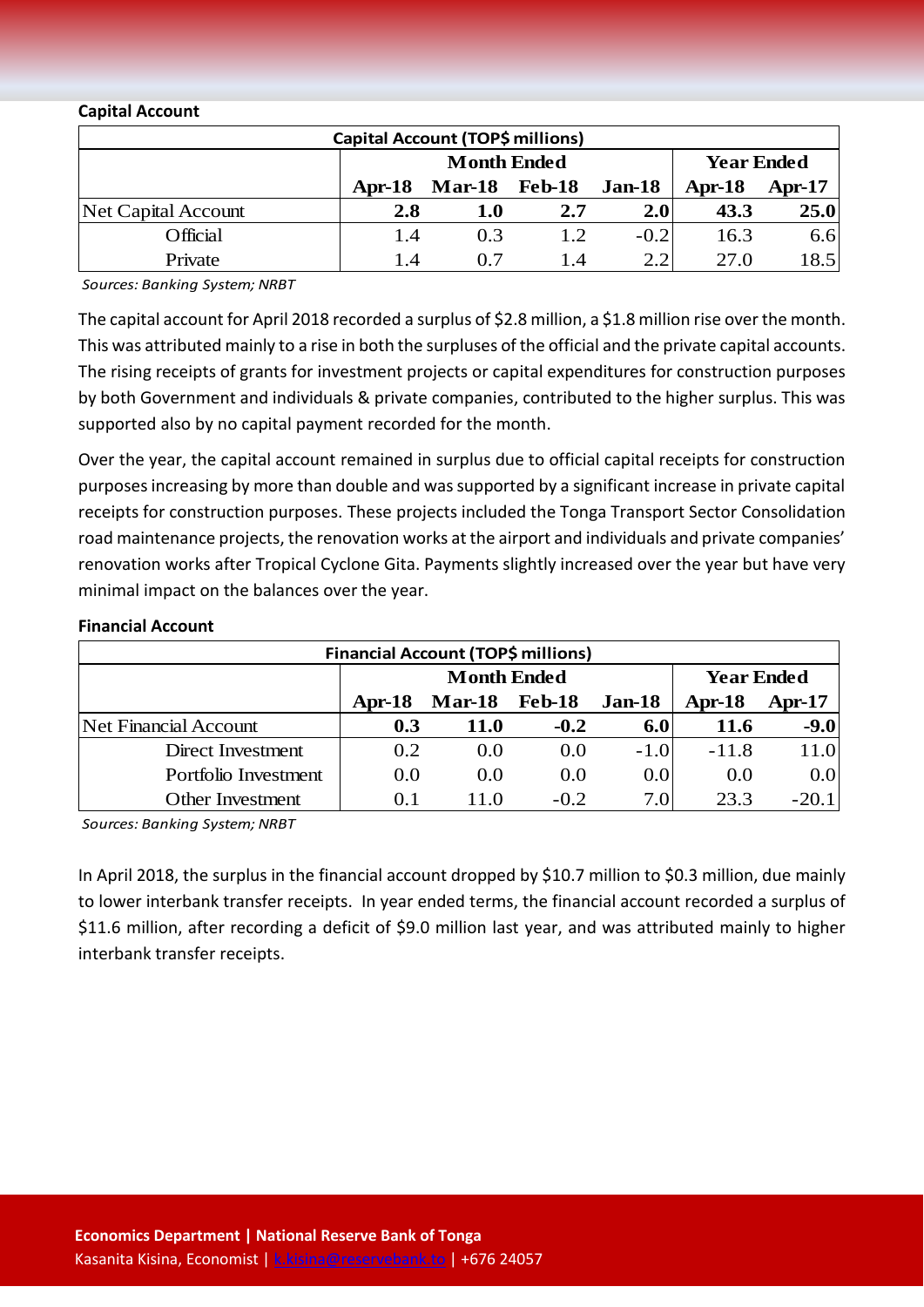**Capital Account**

| Capital Account (TOP$ millions) | | | | | | |
|---|---|---|---|---|---|---|
| | Month Ended | | | | Year Ended | |
| | Apr-18 | Mar-18 | Feb-18 | Jan-18 | Apr-18 | Apr-17 |
| Net Capital Account | **2.8** | **1.0** | **2.7** | **2.0** | **43.3** | **25.0** |
| Official | 1.4 | 0.3 | 1.2 | -0.2 | 16.3 | 6.6 |
| Private | 1.4 | 0.7 | 1.4 | 2.2 | 27.0 | 18.5 |

*Sources: Banking System; NRBT*

The capital account for April 2018 recorded a surplus of $2.8 million, a $1.8 million rise over the month. This was attributed mainly to a rise in both the surpluses of the official and the private capital accounts. The rising receipts of grants for investment projects or capital expenditures for construction purposes by both Government and individuals & private companies, contributed to the higher surplus. This was supported also by no capital payment recorded for the month.

Over the year, the capital account remained in surplus due to official capital receipts for construction purposes increasing by more than double and was supported by a significant increase in private capital receipts for construction purposes. These projects included the Tonga Transport Sector Consolidation road maintenance projects, the renovation works at the airport and individuals and private companies' renovation works after Tropical Cyclone Gita. Payments slightly increased over the year but have very minimal impact on the balances over the year.

**Financial Account**

| Financial Account (TOP$ millions) | | | | | | |
|---|---|---|---|---|---|---|
| | Month Ended | | | | Year Ended | |
| | Apr-18 | Mar-18 | Feb-18 | Jan-18 | Apr-18 | Apr-17 |
| Net Financial Account | **0.3** | **11.0** | **-0.2** | **6.0** | **11.6** | **-9.0** |
| Direct Investment | 0.2 | 0.0 | 0.0 | -1.0 | -11.8 | 11.0 |
| Portfolio Investment | 0.0 | 0.0 | 0.0 | 0.0 | 0.0 | 0.0 |
| Other Investment | 0.1 | 11.0 | -0.2 | 7.0 | 23.3 | -20.1 |

*Sources: Banking System; NRBT*

In April 2018, the surplus in the financial account dropped by $10.7 million to $0.3 million, due mainly to lower interbank transfer receipts. In year ended terms, the financial account recorded a surplus of $11.6 million, after recording a deficit of $9.0 million last year, and was attributed mainly to higher interbank transfer receipts.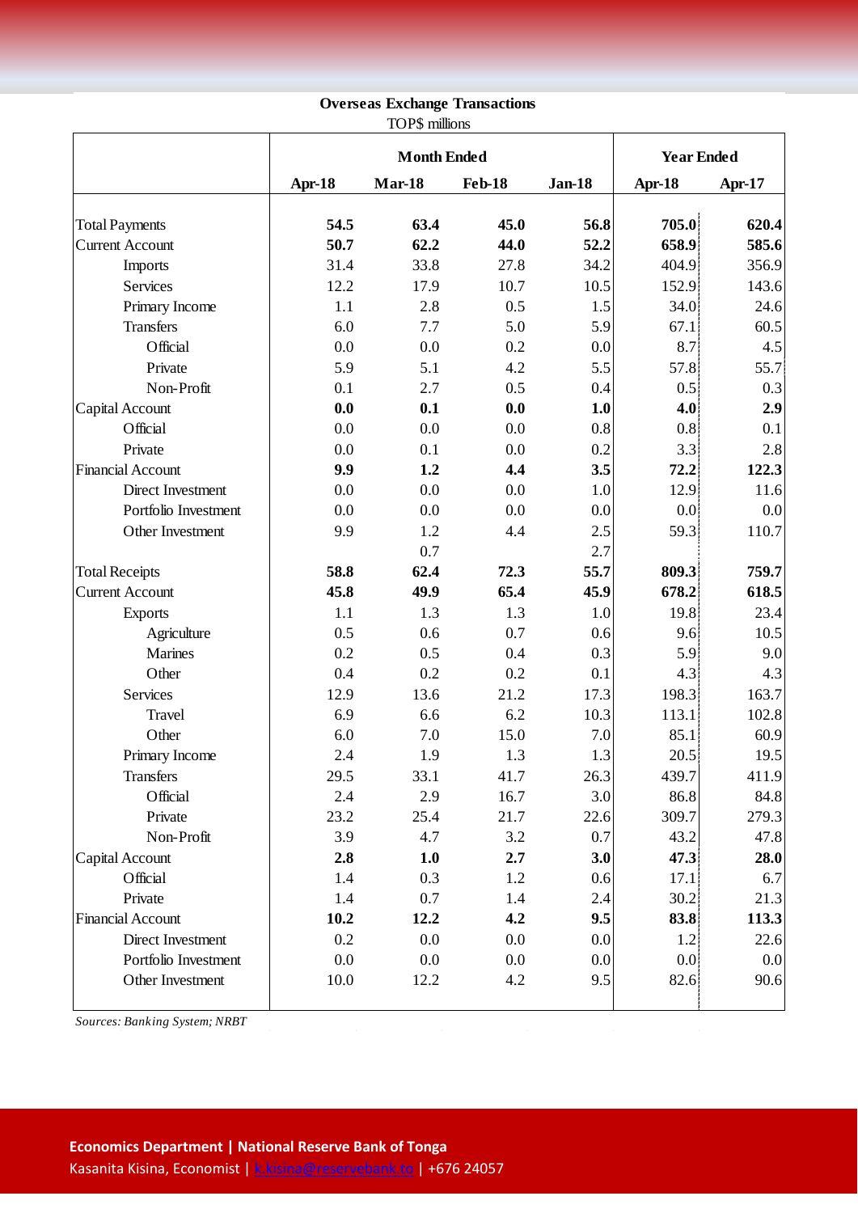**Overseas Exchange Transactions**

TOP$ millions

| | Month Ended | | | | Year Ended | |
|---|---|---|---|---|---|---|
| | **Apr-18** | **Mar-18** | **Feb-18** | **Jan-18** | **Apr-18** | **Apr-17** |
| Total Payments | **54.5** | **63.4** | **45.0** | **56.8** | **705.0** | **620.4** |
| Current Account | **50.7** | **62.2** | **44.0** | **52.2** | **658.9** | **585.6** |
| Imports | 31.4 | 33.8 | 27.8 | 34.2 | 404.9 | 356.9 |
| Services | 12.2 | 17.9 | 10.7 | 10.5 | 152.9 | 143.6 |
| Primary Income | 1.1 | 2.8 | 0.5 | 1.5 | 34.0 | 24.6 |
| Transfers | 6.0 | 7.7 | 5.0 | 5.9 | 67.1 | 60.5 |
| Official | 0.0 | 0.0 | 0.2 | 0.0 | 8.7 | 4.5 |
| Private | 5.9 | 5.1 | 4.2 | 5.5 | 57.8 | 55.7 |
| Non-Profit | 0.1 | 2.7 | 0.5 | 0.4 | 0.5 | 0.3 |
| Capital Account | **0.0** | **0.1** | **0.0** | **1.0** | **4.0** | **2.9** |
| Official | 0.0 | 0.0 | 0.0 | 0.8 | 0.8 | 0.1 |
| Private | 0.0 | 0.1 | 0.0 | 0.2 | 3.3 | 2.8 |
| Financial Account | **9.9** | **1.2** | **4.4** | **3.5** | **72.2** | **122.3** |
| Direct Investment | 0.0 | 0.0 | 0.0 | 1.0 | 12.9 | 11.6 |
| Portfolio Investment | 0.0 | 0.0 | 0.0 | 0.0 | 0.0 | 0.0 |
| Other Investment | 9.9 | 1.2 | 4.4 | 2.5 | 59.3 | 110.7 |
| | | 0.7 | | 2.7 | | |
| Total Receipts | **58.8** | **62.4** | **72.3** | **55.7** | **809.3** | **759.7** |
| Current Account | **45.8** | **49.9** | **65.4** | **45.9** | **678.2** | **618.5** |
| Exports | 1.1 | 1.3 | 1.3 | 1.0 | 19.8 | 23.4 |
| Agriculture | 0.5 | 0.6 | 0.7 | 0.6 | 9.6 | 10.5 |
| Marines | 0.2 | 0.5 | 0.4 | 0.3 | 5.9 | 9.0 |
| Other | 0.4 | 0.2 | 0.2 | 0.1 | 4.3 | 4.3 |
| Services | 12.9 | 13.6 | 21.2 | 17.3 | 198.3 | 163.7 |
| Travel | 6.9 | 6.6 | 6.2 | 10.3 | 113.1 | 102.8 |
| Other | 6.0 | 7.0 | 15.0 | 7.0 | 85.1 | 60.9 |
| Primary Income | 2.4 | 1.9 | 1.3 | 1.3 | 20.5 | 19.5 |
| Transfers | 29.5 | 33.1 | 41.7 | 26.3 | 439.7 | 411.9 |
| Official | 2.4 | 2.9 | 16.7 | 3.0 | 86.8 | 84.8 |
| Private | 23.2 | 25.4 | 21.7 | 22.6 | 309.7 | 279.3 |
| Non-Profit | 3.9 | 4.7 | 3.2 | 0.7 | 43.2 | 47.8 |
| Capital Account | **2.8** | **1.0** | **2.7** | **3.0** | **47.3** | **28.0** |
| Official | 1.4 | 0.3 | 1.2 | 0.6 | 17.1 | 6.7 |
| Private | 1.4 | 0.7 | 1.4 | 2.4 | 30.2 | 21.3 |
| Financial Account | **10.2** | **12.2** | **4.2** | **9.5** | **83.8** | **113.3** |
| Direct Investment | 0.2 | 0.0 | 0.0 | 0.0 | 1.2 | 22.6 |
| Portfolio Investment | 0.0 | 0.0 | 0.0 | 0.0 | 0.0 | 0.0 |
| Other Investment | 10.0 | 12.2 | 4.2 | 9.5 | 82.6 | 90.6 |

*Sources: Banking System; NRBT*